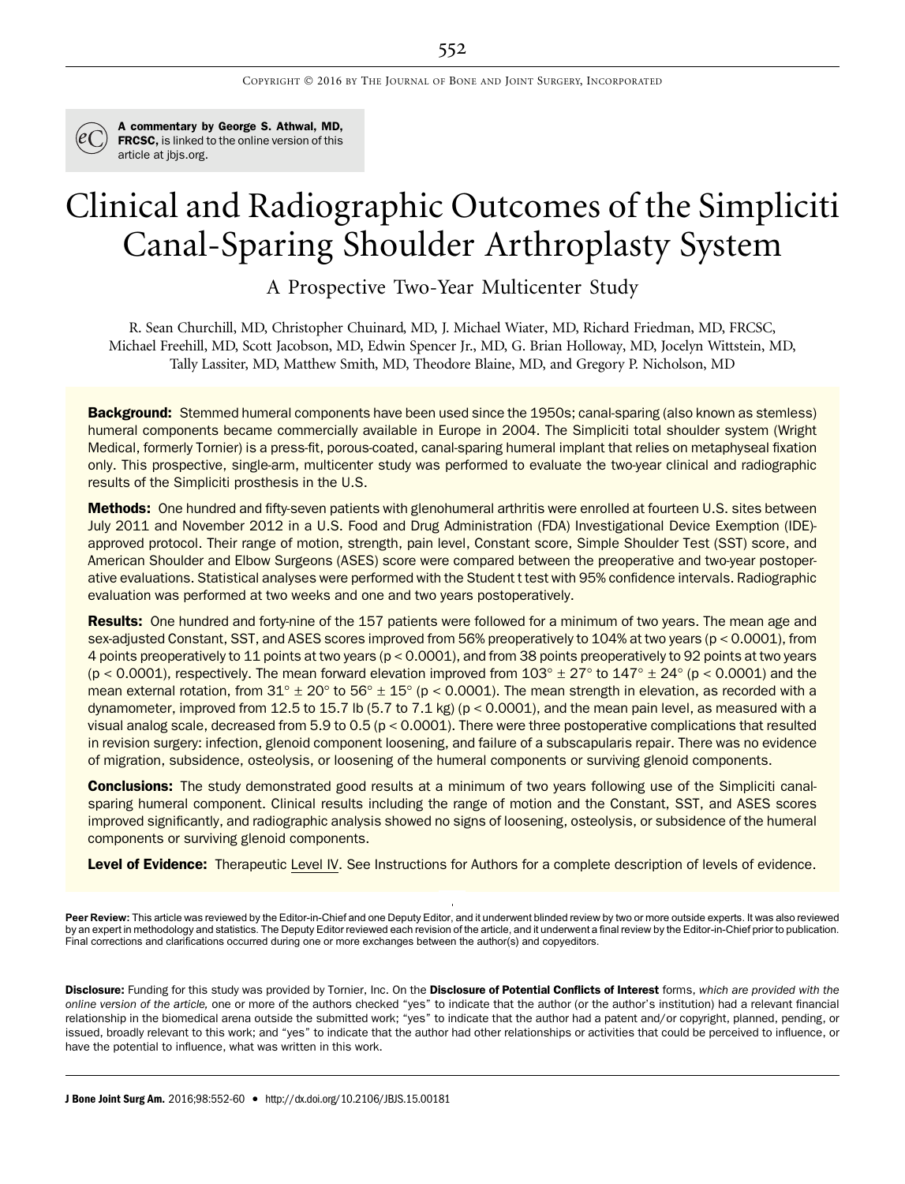A commentary by George S. Athwal, MD, FRCSC, is linked to the online version of this article at jbjs.org.

# Clinical and Radiographic Outcomes of the Simpliciti Canal-Sparing Shoulder Arthroplasty System

## A Prospective Two-Year Multicenter Study

R. Sean Churchill, MD, Christopher Chuinard, MD, J. Michael Wiater, MD, Richard Friedman, MD, FRCSC, Michael Freehill, MD, Scott Jacobson, MD, Edwin Spencer Jr., MD, G. Brian Holloway, MD, Jocelyn Wittstein, MD, Tally Lassiter, MD, Matthew Smith, MD, Theodore Blaine, MD, and Gregory P. Nicholson, MD

**Background:** Stemmed humeral components have been used since the 1950s; canal-sparing (also known as stemless) humeral components became commercially available in Europe in 2004. The Simpliciti total shoulder system (Wright Medical, formerly Tornier) is a press-fit, porous-coated, canal-sparing humeral implant that relies on metaphyseal fixation only. This prospective, single-arm, multicenter study was performed to evaluate the two-year clinical and radiographic results of the Simpliciti prosthesis in the U.S.

**Methods:** One hundred and fifty-seven patients with glenohumeral arthritis were enrolled at fourteen U.S. sites between July 2011 and November 2012 in a U.S. Food and Drug Administration (FDA) Investigational Device Exemption (IDE)-approved protocol. Their range of motion, strength, pain level, Constant score, Simple Shoulder Test (SST) score, and American Shoulder and Elbow Surgeons (ASES) score were compared between the preoperative and two-year postoperative evaluations. Statistical analyses were performed with the Student t test with 95% confidence intervals. Radiographic evaluation was performed at two weeks and one and two years postoperatively.

**Results:** One hundred and forty-nine of the 157 patients were followed for a minimum of two years. The mean age and sex-adjusted Constant, SST, and ASES scores improved from 56% preoperatively to 104% at two years ($p < 0.0001$), from 4 points preoperatively to 11 points at two years ($p < 0.0001$), and from 38 points preoperatively to 92 points at two years ($p < 0.0001$), respectively. The mean forward elevation improved from $103° \pm 27°$ to $147° \pm 24°$ ($p < 0.0001$) and the mean external rotation, from $31° \pm 20°$ to $56° \pm 15°$ ($p < 0.0001$). The mean strength in elevation, as recorded with a dynamometer, improved from 12.5 to 15.7 lb (5.7 to 7.1 kg) ($p < 0.0001$), and the mean pain level, as measured with a visual analog scale, decreased from 5.9 to 0.5 ($p < 0.0001$). There were three postoperative complications that resulted in revision surgery: infection, glenoid component loosening, and failure of a subscapularis repair. There was no evidence of migration, subsidence, osteolysis, or loosening of the humeral components or surviving glenoid components.

**Conclusions:** The study demonstrated good results at a minimum of two years following use of the Simpliciti canal-sparing humeral component. Clinical results including the range of motion and the Constant, SST, and ASES scores improved significantly, and radiographic analysis showed no signs of loosening, osteolysis, or subsidence of the humeral components or surviving glenoid components.

**Level of Evidence:** Therapeutic Level IV. See Instructions for Authors for a complete description of levels of evidence.

**Peer Review:** This article was reviewed by the Editor-in-Chief and one Deputy Editor, and it underwent blinded review by two or more outside experts. It was also reviewed by an expert in methodology and statistics. The Deputy Editor reviewed each revision of the article, and it underwent a final review by the Editor-in-Chief prior to publication. Final corrections and clarifications occurred during one or more exchanges between the author(s) and copyeditors.

**Disclosure:** Funding for this study was provided by Tornier, Inc. On the **Disclosure of Potential Conflicts of Interest** forms, *which are provided with the online version of the article,* one or more of the authors checked "yes" to indicate that the author (or the author's institution) had a relevant financial relationship in the biomedical arena outside the submitted work; "yes" to indicate that the author had a patent and/or copyright, planned, pending, or issued, broadly relevant to this work; and "yes" to indicate that the author had other relationships or activities that could be perceived to influence, or have the potential to influence, what was written in this work.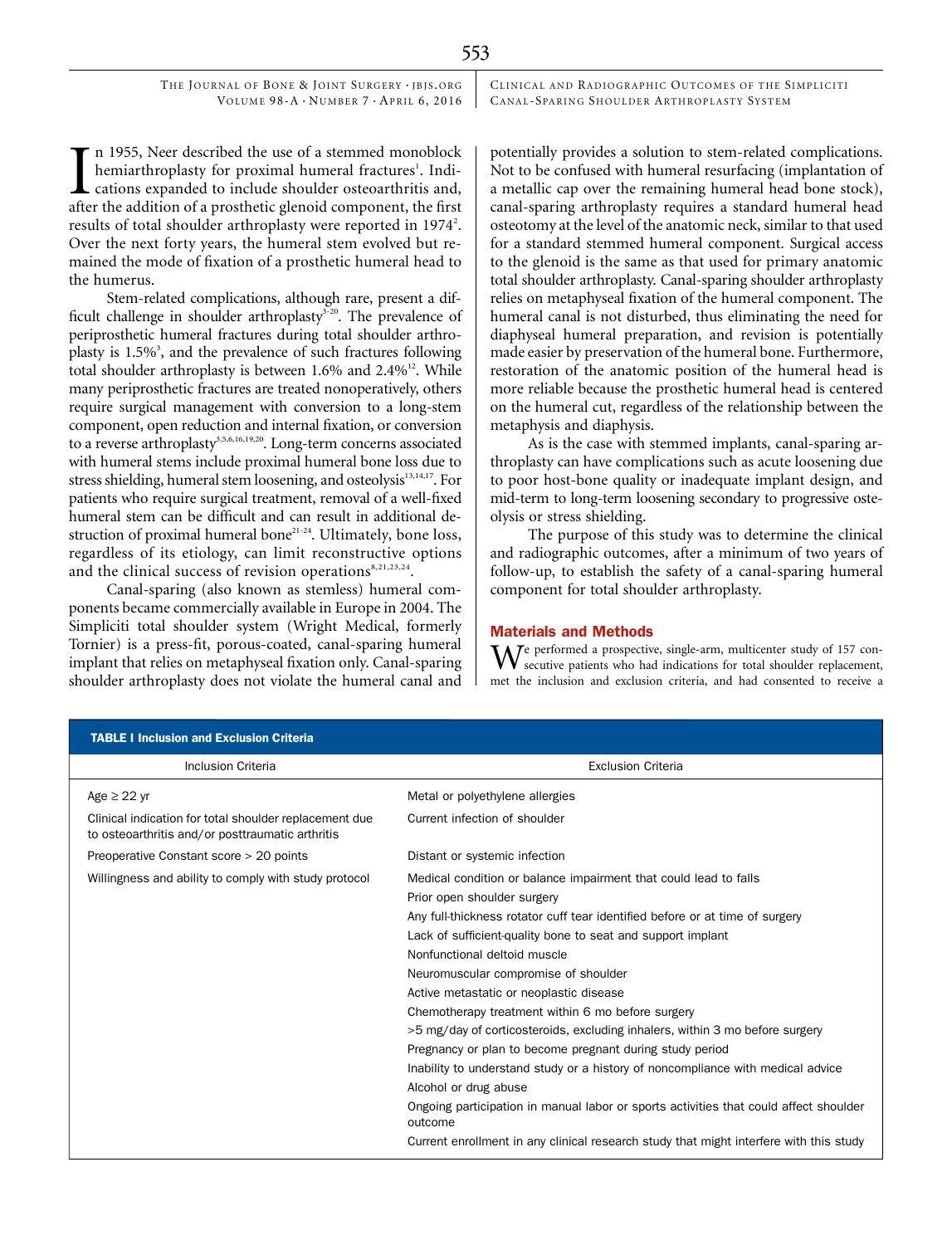In 1955, Neer described the use of a stemmed monoblock hemiarthroplasty for proximal humeral fractures[1]. Indications expanded to include shoulder osteoarthritis and, after the addition of a prosthetic glenoid component, the first results of total shoulder arthroplasty were reported in 1974[2]. Over the next forty years, the humeral stem evolved but remained the mode of fixation of a prosthetic humeral head to the humerus.

Stem-related complications, although rare, present a difficult challenge in shoulder arthroplasty[3-20]. The prevalence of periprosthetic humeral fractures during total shoulder arthroplasty is 1.5%[3], and the prevalence of such fractures following total shoulder arthroplasty is between 1.6% and 2.4%[12]. While many periprosthetic fractures are treated nonoperatively, others require surgical management with conversion to a long-stem component, open reduction and internal fixation, or conversion to a reverse arthroplasty[3,5,6,16,19,20]. Long-term concerns associated with humeral stems include proximal humeral bone loss due to stress shielding, humeral stem loosening, and osteolysis[13,14,17]. For patients who require surgical treatment, removal of a well-fixed humeral stem can be difficult and can result in additional destruction of proximal humeral bone[21-24]. Ultimately, bone loss, regardless of its etiology, can limit reconstructive options and the clinical success of revision operations[8,21,23,24].

Canal-sparing (also known as stemless) humeral components became commercially available in Europe in 2004. The Simpliciti total shoulder system (Wright Medical, formerly Tornier) is a press-fit, porous-coated, canal-sparing humeral implant that relies on metaphyseal fixation only. Canal-sparing shoulder arthroplasty does not violate the humeral canal and potentially provides a solution to stem-related complications. Not to be confused with humeral resurfacing (implantation of a metallic cap over the remaining humeral head bone stock), canal-sparing arthroplasty requires a standard humeral head osteotomy at the level of the anatomic neck, similar to that used for a standard stemmed humeral component. Surgical access to the glenoid is the same as that used for primary anatomic total shoulder arthroplasty. Canal-sparing shoulder arthroplasty relies on metaphyseal fixation of the humeral component. The humeral canal is not disturbed, thus eliminating the need for diaphyseal humeral preparation, and revision is potentially made easier by preservation of the humeral bone. Furthermore, restoration of the anatomic position of the humeral head is more reliable because the prosthetic humeral head is centered on the humeral cut, regardless of the relationship between the metaphysis and diaphysis.

As is the case with stemmed implants, canal-sparing arthroplasty can have complications such as acute loosening due to poor host-bone quality or inadequate implant design, and mid-term to long-term loosening secondary to progressive osteolysis or stress shielding.

The purpose of this study was to determine the clinical and radiographic outcomes, after a minimum of two years of follow-up, to establish the safety of a canal-sparing humeral component for total shoulder arthroplasty.

## Materials and Methods

We performed a prospective, single-arm, multicenter study of 157 consecutive patients who had indications for total shoulder replacement, met the inclusion and exclusion criteria, and had consented to receive a

**TABLE I Inclusion and Exclusion Criteria**

| Inclusion Criteria | Exclusion Criteria |
|---|---|
| Age ≥ 22 yr | Metal or polyethylene allergies |
| Clinical indication for total shoulder replacement due to osteoarthritis and/or posttraumatic arthritis | Current infection of shoulder |
| Preoperative Constant score > 20 points | Distant or systemic infection |
| Willingness and ability to comply with study protocol | Medical condition or balance impairment that could lead to falls |
| | Prior open shoulder surgery |
| | Any full-thickness rotator cuff tear identified before or at time of surgery |
| | Lack of sufficient-quality bone to seat and support implant |
| | Nonfunctional deltoid muscle |
| | Neuromuscular compromise of shoulder |
| | Active metastatic or neoplastic disease |
| | Chemotherapy treatment within 6 mo before surgery |
| | >5 mg/day of corticosteroids, excluding inhalers, within 3 mo before surgery |
| | Pregnancy or plan to become pregnant during study period |
| | Inability to understand study or a history of noncompliance with medical advice |
| | Alcohol or drug abuse |
| | Ongoing participation in manual labor or sports activities that could affect shoulder outcome |
| | Current enrollment in any clinical research study that might interfere with this study |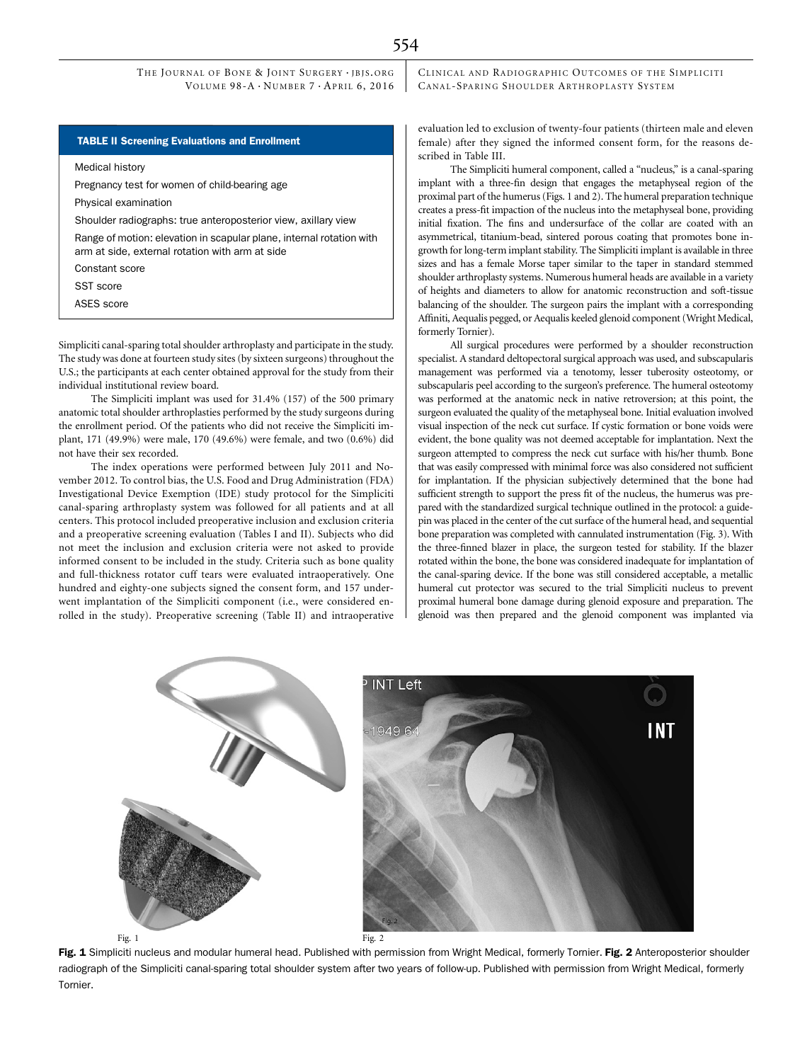**TABLE II Screening Evaluations and Enrollment**

| |
|---|
| Medical history |
| Pregnancy test for women of child-bearing age |
| Physical examination |
| Shoulder radiographs: true anteroposterior view, axillary view |
| Range of motion: elevation in scapular plane, internal rotation with arm at side, external rotation with arm at side |
| Constant score |
| SST score |
| ASES score |

Simpliciti canal-sparing total shoulder arthroplasty and participate in the study. The study was done at fourteen study sites (by sixteen surgeons) throughout the U.S.; the participants at each center obtained approval for the study from their individual institutional review board.

The Simpliciti implant was used for 31.4% (157) of the 500 primary anatomic total shoulder arthroplasties performed by the study surgeons during the enrollment period. Of the patients who did not receive the Simpliciti implant, 171 (49.9%) were male, 170 (49.6%) were female, and two (0.6%) did not have their sex recorded.

The index operations were performed between July 2011 and November 2012. To control bias, the U.S. Food and Drug Administration (FDA) Investigational Device Exemption (IDE) study protocol for the Simpliciti canal-sparing arthroplasty system was followed for all patients and at all centers. This protocol included preoperative inclusion and exclusion criteria and a preoperative screening evaluation (Tables I and II). Subjects who did not meet the inclusion and exclusion criteria were not asked to provide informed consent to be included in the study. Criteria such as bone quality and full-thickness rotator cuff tears were evaluated intraoperatively. One hundred and eighty-one subjects signed the consent form, and 157 underwent implantation of the Simpliciti component (i.e., were considered enrolled in the study). Preoperative screening (Table II) and intraoperative evaluation led to exclusion of twenty-four patients (thirteen male and eleven female) after they signed the informed consent form, for the reasons described in Table III.

The Simpliciti humeral component, called a "nucleus," is a canal-sparing implant with a three-fin design that engages the metaphyseal region of the proximal part of the humerus (Figs. 1 and 2). The humeral preparation technique creates a press-fit impaction of the nucleus into the metaphyseal bone, providing initial fixation. The fins and undersurface of the collar are coated with an asymmetrical, titanium-bead, sintered porous coating that promotes bone ingrowth for long-term implant stability. The Simpliciti implant is available in three sizes and has a female Morse taper similar to the taper in standard stemmed shoulder arthroplasty systems. Numerous humeral heads are available in a variety of heights and diameters to allow for anatomic reconstruction and soft-tissue balancing of the shoulder. The surgeon pairs the implant with a corresponding Affiniti, Aequalis pegged, or Aequalis keeled glenoid component (Wright Medical, formerly Tornier).

All surgical procedures were performed by a shoulder reconstruction specialist. A standard deltopectoral surgical approach was used, and subscapularis management was performed via a tenotomy, lesser tuberosity osteotomy, or subscapularis peel according to the surgeon's preference. The humeral osteotomy was performed at the anatomic neck in native retroversion; at this point, the surgeon evaluated the quality of the metaphyseal bone. Initial evaluation involved visual inspection of the neck cut surface. If cystic formation or bone voids were evident, the bone quality was not deemed acceptable for implantation. Next the surgeon attempted to compress the neck cut surface with his/her thumb. Bone that was easily compressed with minimal force was also considered not sufficient for implantation. If the physician subjectively determined that the bone had sufficient strength to support the press fit of the nucleus, the humerus was prepared with the standardized surgical technique outlined in the protocol: a guide-pin was placed in the center of the cut surface of the humeral head, and sequential bone preparation was completed with cannulated instrumentation (Fig. 3). With the three-finned blazer in place, the surgeon tested for stability. If the blazer rotated within the bone, the bone was considered inadequate for implantation of the canal-sparing device. If the bone was still considered acceptable, a metallic humeral cut protector was secured to the trial Simpliciti nucleus to prevent proximal humeral bone damage during glenoid exposure and preparation. The glenoid was then prepared and the glenoid component was implanted via

**Fig. 1** Simpliciti nucleus and modular humeral head. Published with permission from Wright Medical, formerly Tornier. **Fig. 2** Anteroposterior shoulder radiograph of the Simpliciti canal-sparing total shoulder system after two years of follow-up. Published with permission from Wright Medical, formerly Tornier.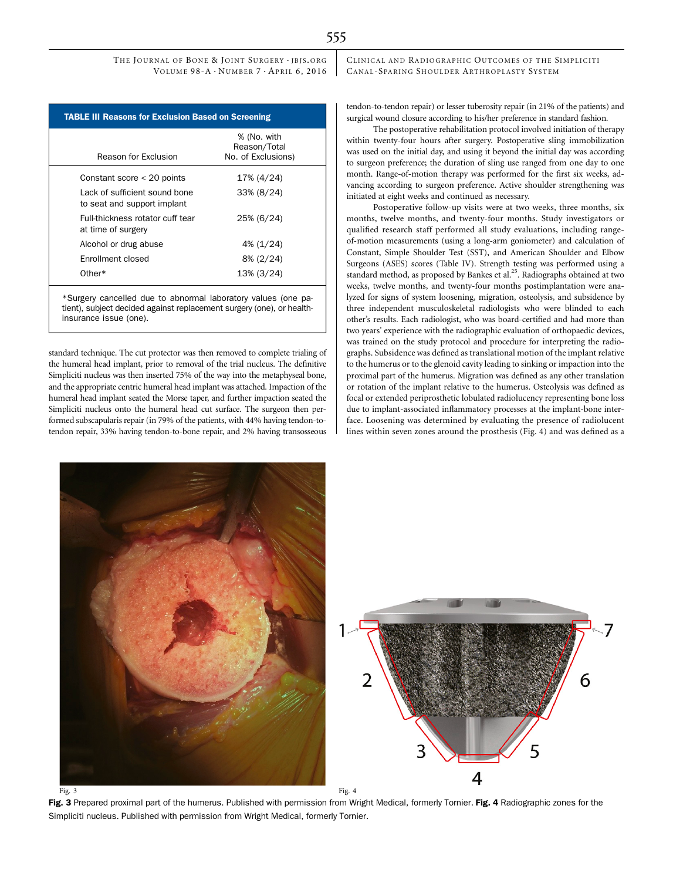**TABLE III Reasons for Exclusion Based on Screening**

| Reason for Exclusion | % (No. with Reason/Total No. of Exclusions) |
|---|---|
| Constant score < 20 points | 17% (4/24) |
| Lack of sufficient sound bone to seat and support implant | 33% (8/24) |
| Full-thickness rotator cuff tear at time of surgery | 25% (6/24) |
| Alcohol or drug abuse | 4% (1/24) |
| Enrollment closed | 8% (2/24) |
| Other* | 13% (3/24) |

*Surgery cancelled due to abnormal laboratory values (one patient), subject decided against replacement surgery (one), or health-insurance issue (one).

standard technique. The cut protector was then removed to complete trialing of the humeral head implant, prior to removal of the trial nucleus. The definitive Simpliciti nucleus was then inserted 75% of the way into the metaphyseal bone, and the appropriate centric humeral head implant was attached. Impaction of the humeral head implant seated the Morse taper, and further impaction seated the Simpliciti nucleus onto the humeral head cut surface. The surgeon then performed subscapularis repair (in 79% of the patients, with 44% having tendon-to-tendon repair, 33% having tendon-to-bone repair, and 2% having transosseous tendon-to-tendon repair) or lesser tuberosity repair (in 21% of the patients) and surgical wound closure according to his/her preference in standard fashion.

The postoperative rehabilitation protocol involved initiation of therapy within twenty-four hours after surgery. Postoperative sling immobilization was used on the initial day, and using it beyond the initial day was according to surgeon preference; the duration of sling use ranged from one day to one month. Range-of-motion therapy was performed for the first six weeks, advancing according to surgeon preference. Active shoulder strengthening was initiated at eight weeks and continued as necessary.

Postoperative follow-up visits were at two weeks, three months, six months, twelve months, and twenty-four months. Study investigators or qualified research staff performed all study evaluations, including range-of-motion measurements (using a long-arm goniometer) and calculation of Constant, Simple Shoulder Test (SST), and American Shoulder and Elbow Surgeons (ASES) scores (Table IV). Strength testing was performed using a standard method, as proposed by Bankes et al.[25]. Radiographs obtained at two weeks, twelve months, and twenty-four months postimplantation were analyzed for signs of system loosening, migration, osteolysis, and subsidence by three independent musculoskeletal radiologists who were blinded to each other's results. Each radiologist, who was board-certified and had more than two years' experience with the radiographic evaluation of orthopaedic devices, was trained on the study protocol and procedure for interpreting the radiographs. Subsidence was defined as translational motion of the implant relative to the humerus or to the glenoid cavity leading to sinking or impaction into the proximal part of the humerus. Migration was defined as any other translation or rotation of the implant relative to the humerus. Osteolysis was defined as focal or extended periprosthetic lobulated radiolucency representing bone loss due to implant-associated inflammatory processes at the implant-bone interface. Loosening was determined by evaluating the presence of radiolucent lines within seven zones around the prosthesis (Fig. 4) and was defined as a

Fig. 3

Fig. 4

**Fig. 3** Prepared proximal part of the humerus. Published with permission from Wright Medical, formerly Tornier. **Fig. 4** Radiographic zones for the Simpliciti nucleus. Published with permission from Wright Medical, formerly Tornier.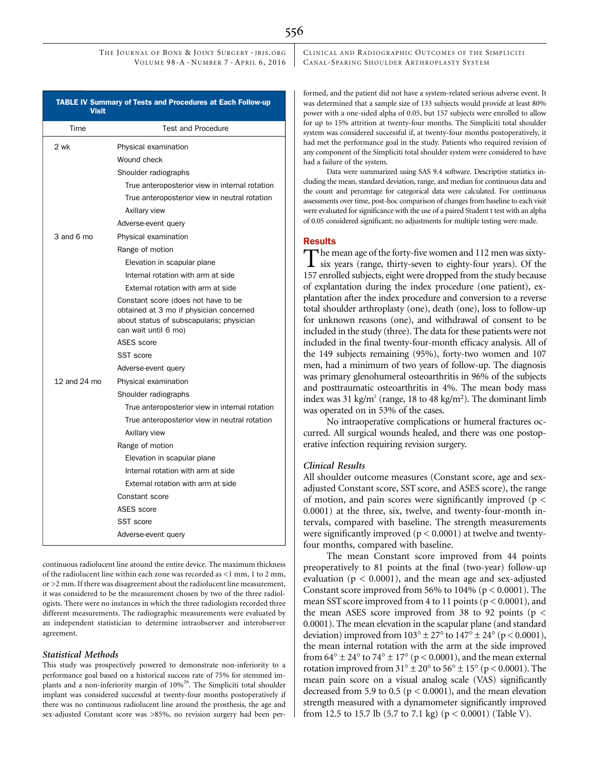**TABLE IV Summary of Tests and Procedures at Each Follow-up Visit**

| Time | Test and Procedure |
|---|---|
| 2 wk | Physical examination |
| | Wound check |
| | Shoulder radiographs |
| | True anteroposterior view in internal rotation |
| | True anteroposterior view in neutral rotation |
| | Axillary view |
| | Adverse-event query |
| 3 and 6 mo | Physical examination |
| | Range of motion |
| | Elevation in scapular plane |
| | Internal rotation with arm at side |
| | External rotation with arm at side |
| | Constant score (does not have to be obtained at 3 mo if physician concerned about status of subscapularis; physician can wait until 6 mo) |
| | ASES score |
| | SST score |
| | Adverse-event query |
| 12 and 24 mo | Physical examination |
| | Shoulder radiographs |
| | True anteroposterior view in internal rotation |
| | True anteroposterior view in neutral rotation |
| | Axillary view |
| | Range of motion |
| | Elevation in scapular plane |
| | Internal rotation with arm at side |
| | External rotation with arm at side |
| | Constant score |
| | ASES score |
| | SST score |
| | Adverse-event query |

continuous radiolucent line around the entire device. The maximum thickness of the radiolucent line within each zone was recorded as <1 mm, 1 to 2 mm, or >2 mm. If there was disagreement about the radiolucent line measurement, it was considered to be the measurement chosen by two of the three radiologists. There were no instances in which the three radiologists recorded three different measurements. The radiographic measurements were evaluated by an independent statistician to determine intraobserver and interobserver agreement.

### *Statistical Methods*

This study was prospectively powered to demonstrate non-inferiority to a performance goal based on a historical success rate of 75% for stemmed implants and a non-inferiority margin of 10%[26]. The Simpliciti total shoulder implant was considered successful at twenty-four months postoperatively if there was no continuous radiolucent line around the prosthesis, the age and sex-adjusted Constant score was >85%, no revision surgery had been performed, and the patient did not have a system-related serious adverse event. It was determined that a sample size of 133 subjects would provide at least 80% power with a one-sided alpha of 0.05, but 157 subjects were enrolled to allow for up to 15% attrition at twenty-four months. The Simpliciti total shoulder system was considered successful if, at twenty-four months postoperatively, it had met the performance goal in the study. Patients who required revision of any component of the Simpliciti total shoulder system were considered to have had a failure of the system.

Data were summarized using SAS 9.4 software. Descriptive statistics including the mean, standard deviation, range, and median for continuous data and the count and percentage for categorical data were calculated. For continuous assessments over time, post-hoc comparison of changes from baseline to each visit were evaluated for significance with the use of a paired Student t test with an alpha of 0.05 considered significant; no adjustments for multiple testing were made.

## Results

The mean age of the forty-five women and 112 men was sixty-six years (range, thirty-seven to eighty-four years). Of the 157 enrolled subjects, eight were dropped from the study because of explantation during the index procedure (one patient), explantation after the index procedure and conversion to a reverse total shoulder arthroplasty (one), death (one), loss to follow-up for unknown reasons (one), and withdrawal of consent to be included in the study (three). The data for these patients were not included in the final twenty-four-month efficacy analysis. All of the 149 subjects remaining (95%), forty-two women and 107 men, had a minimum of two years of follow-up. The diagnosis was primary glenohumeral osteoarthritis in 96% of the subjects and posttraumatic osteoarthritis in 4%. The mean body mass index was 31 kg/m$^2$ (range, 18 to 48 kg/m$^2$). The dominant limb was operated on in 53% of the cases.

No intraoperative complications or humeral fractures occurred. All surgical wounds healed, and there was one postoperative infection requiring revision surgery.

### *Clinical Results*

All shoulder outcome measures (Constant score, age and sex-adjusted Constant score, SST score, and ASES score), the range of motion, and pain scores were significantly improved ($p < 0.0001$) at the three, six, twelve, and twenty-four-month intervals, compared with baseline. The strength measurements were significantly improved ($p < 0.0001$) at twelve and twenty-four months, compared with baseline.

The mean Constant score improved from 44 points preoperatively to 81 points at the final (two-year) follow-up evaluation ($p < 0.0001$), and the mean age and sex-adjusted Constant score improved from 56% to 104% ($p < 0.0001$). The mean SST score improved from 4 to 11 points ($p < 0.0001$), and the mean ASES score improved from 38 to 92 points ($p < 0.0001$). The mean elevation in the scapular plane (and standard deviation) improved from 103° ± 27° to 147° ± 24° ($p < 0.0001$), the mean internal rotation with the arm at the side improved from 64° ± 24° to 74° ± 17° ($p < 0.0001$), and the mean external rotation improved from 31° ± 20° to 56° ± 15° ($p < 0.0001$). The mean pain score on a visual analog scale (VAS) significantly decreased from 5.9 to 0.5 ($p < 0.0001$), and the mean elevation strength measured with a dynamometer significantly improved from 12.5 to 15.7 lb (5.7 to 7.1 kg) ($p < 0.0001$) (Table V).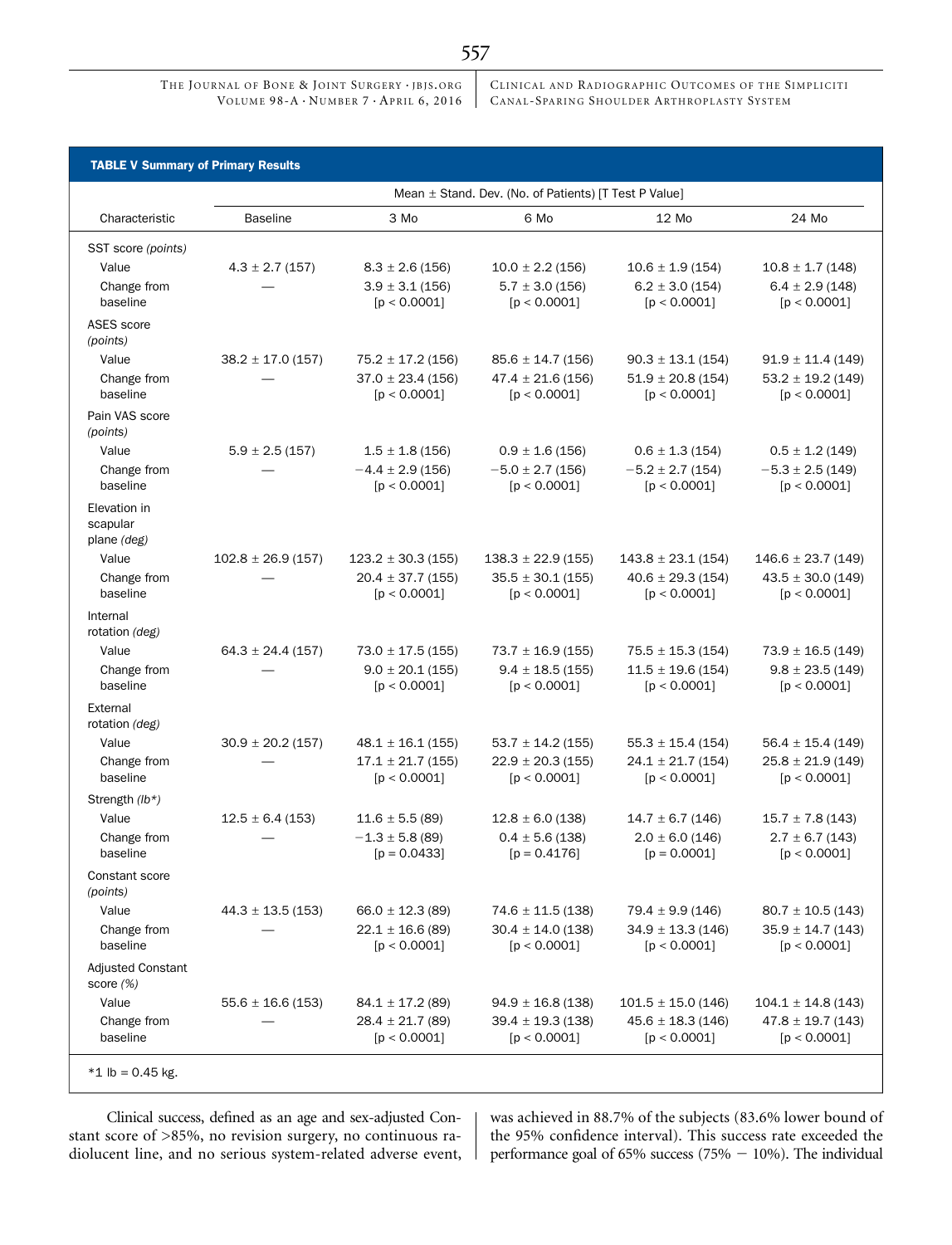**TABLE V Summary of Primary Results**

| Characteristic | Baseline | 3 Mo | 6 Mo | 12 Mo | 24 Mo |
|---|---|---|---|---|---|
| | Mean ± Stand. Dev. (No. of Patients) [T Test P Value] | | | | |
| SST score *(points)* | | | | | |
| Value | 4.3 ± 2.7 (157) | 8.3 ± 2.6 (156) | 10.0 ± 2.2 (156) | 10.6 ± 1.9 (154) | 10.8 ± 1.7 (148) |
| Change from baseline | — | 3.9 ± 3.1 (156) [p < 0.0001] | 5.7 ± 3.0 (156) [p < 0.0001] | 6.2 ± 3.0 (154) [p < 0.0001] | 6.4 ± 2.9 (148) [p < 0.0001] |
| ASES score *(points)* | | | | | |
| Value | 38.2 ± 17.0 (157) | 75.2 ± 17.2 (156) | 85.6 ± 14.7 (156) | 90.3 ± 13.1 (154) | 91.9 ± 11.4 (149) |
| Change from baseline | — | 37.0 ± 23.4 (156) [p < 0.0001] | 47.4 ± 21.6 (156) [p < 0.0001] | 51.9 ± 20.8 (154) [p < 0.0001] | 53.2 ± 19.2 (149) [p < 0.0001] |
| Pain VAS score *(points)* | | | | | |
| Value | 5.9 ± 2.5 (157) | 1.5 ± 1.8 (156) | 0.9 ± 1.6 (156) | 0.6 ± 1.3 (154) | 0.5 ± 1.2 (149) |
| Change from baseline | — | −4.4 ± 2.9 (156) [p < 0.0001] | −5.0 ± 2.7 (156) [p < 0.0001] | −5.2 ± 2.7 (154) [p < 0.0001] | −5.3 ± 2.5 (149) [p < 0.0001] |
| Elevation in scapular plane *(deg)* | | | | | |
| Value | 102.8 ± 26.9 (157) | 123.2 ± 30.3 (155) | 138.3 ± 22.9 (155) | 143.8 ± 23.1 (154) | 146.6 ± 23.7 (149) |
| Change from baseline | — | 20.4 ± 37.7 (155) [p < 0.0001] | 35.5 ± 30.1 (155) [p < 0.0001] | 40.6 ± 29.3 (154) [p < 0.0001] | 43.5 ± 30.0 (149) [p < 0.0001] |
| Internal rotation *(deg)* | | | | | |
| Value | 64.3 ± 24.4 (157) | 73.0 ± 17.5 (155) | 73.7 ± 16.9 (155) | 75.5 ± 15.3 (154) | 73.9 ± 16.5 (149) |
| Change from baseline | — | 9.0 ± 20.1 (155) [p < 0.0001] | 9.4 ± 18.5 (155) [p < 0.0001] | 11.5 ± 19.6 (154) [p < 0.0001] | 9.8 ± 23.5 (149) [p < 0.0001] |
| External rotation *(deg)* | | | | | |
| Value | 30.9 ± 20.2 (157) | 48.1 ± 16.1 (155) | 53.7 ± 14.2 (155) | 55.3 ± 15.4 (154) | 56.4 ± 15.4 (149) |
| Change from baseline | — | 17.1 ± 21.7 (155) [p < 0.0001] | 22.9 ± 20.3 (155) [p < 0.0001] | 24.1 ± 21.7 (154) [p < 0.0001] | 25.8 ± 21.9 (149) [p < 0.0001] |
| Strength *(lb\*)* | | | | | |
| Value | 12.5 ± 6.4 (153) | 11.6 ± 5.5 (89) | 12.8 ± 6.0 (138) | 14.7 ± 6.7 (146) | 15.7 ± 7.8 (143) |
| Change from baseline | — | −1.3 ± 5.8 (89) [p = 0.0433] | 0.4 ± 5.6 (138) [p = 0.4176] | 2.0 ± 6.0 (146) [p = 0.0001] | 2.7 ± 6.7 (143) [p < 0.0001] |
| Constant score *(points)* | | | | | |
| Value | 44.3 ± 13.5 (153) | 66.0 ± 12.3 (89) | 74.6 ± 11.5 (138) | 79.4 ± 9.9 (146) | 80.7 ± 10.5 (143) |
| Change from baseline | — | 22.1 ± 16.6 (89) [p < 0.0001] | 30.4 ± 14.0 (138) [p < 0.0001] | 34.9 ± 13.3 (146) [p < 0.0001] | 35.9 ± 14.7 (143) [p < 0.0001] |
| Adjusted Constant score *(%)* | | | | | |
| Value | 55.6 ± 16.6 (153) | 84.1 ± 17.2 (89) | 94.9 ± 16.8 (138) | 101.5 ± 15.0 (146) | 104.1 ± 14.8 (143) |
| Change from baseline | — | 28.4 ± 21.7 (89) [p < 0.0001] | 39.4 ± 19.3 (138) [p < 0.0001] | 45.6 ± 18.3 (146) [p < 0.0001] | 47.8 ± 19.7 (143) [p < 0.0001] |

*1 lb = 0.45 kg.

Clinical success, defined as an age and sex-adjusted Constant score of >85%, no revision surgery, no continuous radiolucent line, and no serious system-related adverse event, was achieved in 88.7% of the subjects (83.6% lower bound of the 95% confidence interval). This success rate exceeded the performance goal of 65% success (75% − 10%). The individual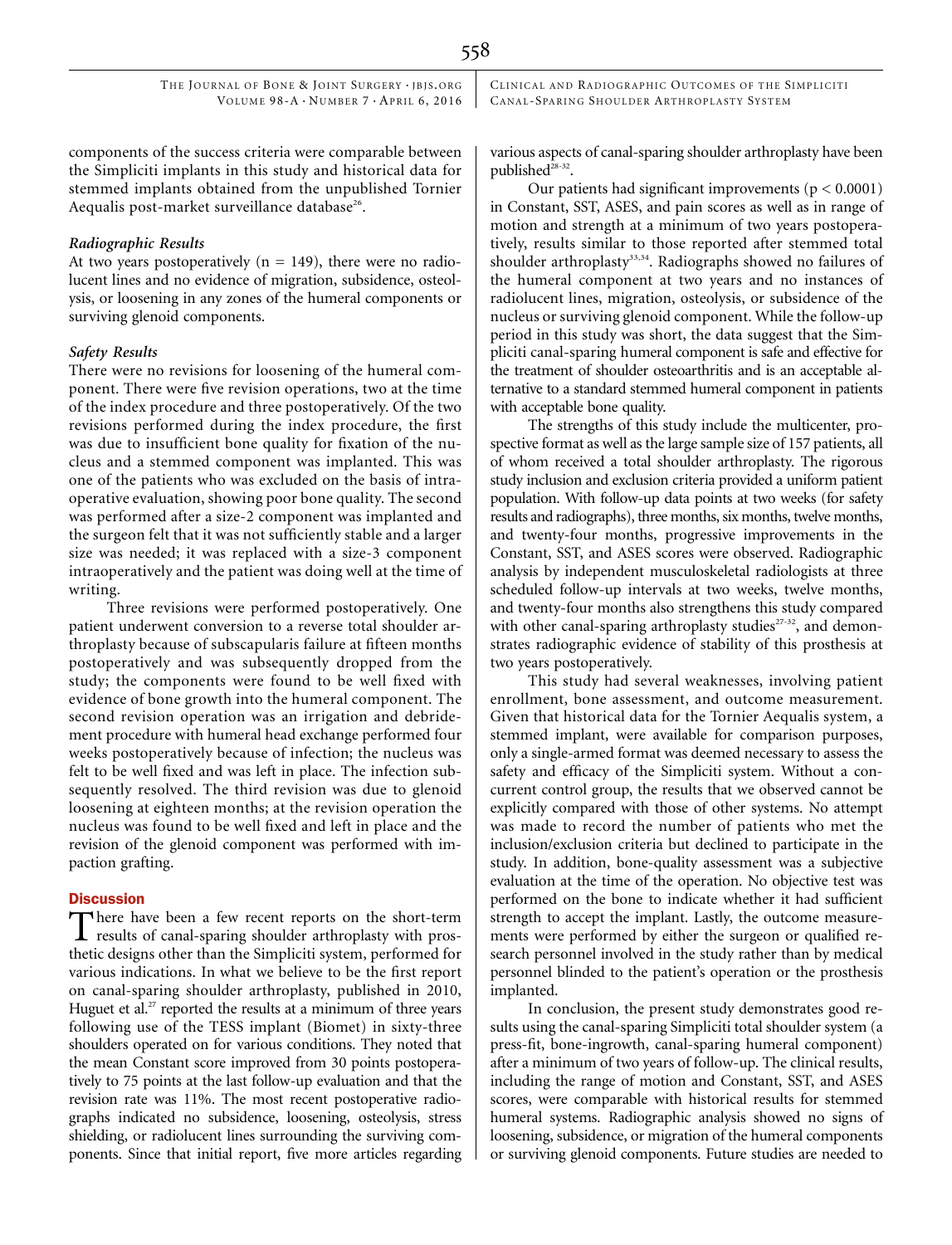components of the success criteria were comparable between the Simpliciti implants in this study and historical data for stemmed implants obtained from the unpublished Tornier Aequalis post-market surveillance database[26].

### *Radiographic Results*

At two years postoperatively (n = 149), there were no radiolucent lines and no evidence of migration, subsidence, osteolysis, or loosening in any zones of the humeral components or surviving glenoid components.

### *Safety Results*

There were no revisions for loosening of the humeral component. There were five revision operations, two at the time of the index procedure and three postoperatively. Of the two revisions performed during the index procedure, the first was due to insufficient bone quality for fixation of the nucleus and a stemmed component was implanted. This was one of the patients who was excluded on the basis of intraoperative evaluation, showing poor bone quality. The second was performed after a size-2 component was implanted and the surgeon felt that it was not sufficiently stable and a larger size was needed; it was replaced with a size-3 component intraoperatively and the patient was doing well at the time of writing.

Three revisions were performed postoperatively. One patient underwent conversion to a reverse total shoulder arthroplasty because of subscapularis failure at fifteen months postoperatively and was subsequently dropped from the study; the components were found to be well fixed with evidence of bone growth into the humeral component. The second revision operation was an irrigation and debridement procedure with humeral head exchange performed four weeks postoperatively because of infection; the nucleus was felt to be well fixed and was left in place. The infection subsequently resolved. The third revision was due to glenoid loosening at eighteen months; at the revision operation the nucleus was found to be well fixed and left in place and the revision of the glenoid component was performed with impaction grafting.

## Discussion

There have been a few recent reports on the short-term results of canal-sparing shoulder arthroplasty with prosthetic designs other than the Simpliciti system, performed for various indications. In what we believe to be the first report on canal-sparing shoulder arthroplasty, published in 2010, Huguet et al.[27] reported the results at a minimum of three years following use of the TESS implant (Biomet) in sixty-three shoulders operated on for various conditions. They noted that the mean Constant score improved from 30 points postoperatively to 75 points at the last follow-up evaluation and that the revision rate was 11%. The most recent postoperative radiographs indicated no subsidence, loosening, osteolysis, stress shielding, or radiolucent lines surrounding the surviving components. Since that initial report, five more articles regarding various aspects of canal-sparing shoulder arthroplasty have been published[28-32].

Our patients had significant improvements ($p < 0.0001$) in Constant, SST, ASES, and pain scores as well as in range of motion and strength at a minimum of two years postoperatively, results similar to those reported after stemmed total shoulder arthroplasty[33,34]. Radiographs showed no failures of the humeral component at two years and no instances of radiolucent lines, migration, osteolysis, or subsidence of the nucleus or surviving glenoid component. While the follow-up period in this study was short, the data suggest that the Simpliciti canal-sparing humeral component is safe and effective for the treatment of shoulder osteoarthritis and is an acceptable alternative to a standard stemmed humeral component in patients with acceptable bone quality.

The strengths of this study include the multicenter, prospective format as well as the large sample size of 157 patients, all of whom received a total shoulder arthroplasty. The rigorous study inclusion and exclusion criteria provided a uniform patient population. With follow-up data points at two weeks (for safety results and radiographs), three months, six months, twelve months, and twenty-four months, progressive improvements in the Constant, SST, and ASES scores were observed. Radiographic analysis by independent musculoskeletal radiologists at three scheduled follow-up intervals at two weeks, twelve months, and twenty-four months also strengthens this study compared with other canal-sparing arthroplasty studies[27-32], and demonstrates radiographic evidence of stability of this prosthesis at two years postoperatively.

This study had several weaknesses, involving patient enrollment, bone assessment, and outcome measurement. Given that historical data for the Tornier Aequalis system, a stemmed implant, were available for comparison purposes, only a single-armed format was deemed necessary to assess the safety and efficacy of the Simpliciti system. Without a concurrent control group, the results that we observed cannot be explicitly compared with those of other systems. No attempt was made to record the number of patients who met the inclusion/exclusion criteria but declined to participate in the study. In addition, bone-quality assessment was a subjective evaluation at the time of the operation. No objective test was performed on the bone to indicate whether it had sufficient strength to accept the implant. Lastly, the outcome measurements were performed by either the surgeon or qualified research personnel involved in the study rather than by medical personnel blinded to the patient's operation or the prosthesis implanted.

In conclusion, the present study demonstrates good results using the canal-sparing Simpliciti total shoulder system (a press-fit, bone-ingrowth, canal-sparing humeral component) after a minimum of two years of follow-up. The clinical results, including the range of motion and Constant, SST, and ASES scores, were comparable with historical results for stemmed humeral systems. Radiographic analysis showed no signs of loosening, subsidence, or migration of the humeral components or surviving glenoid components. Future studies are needed to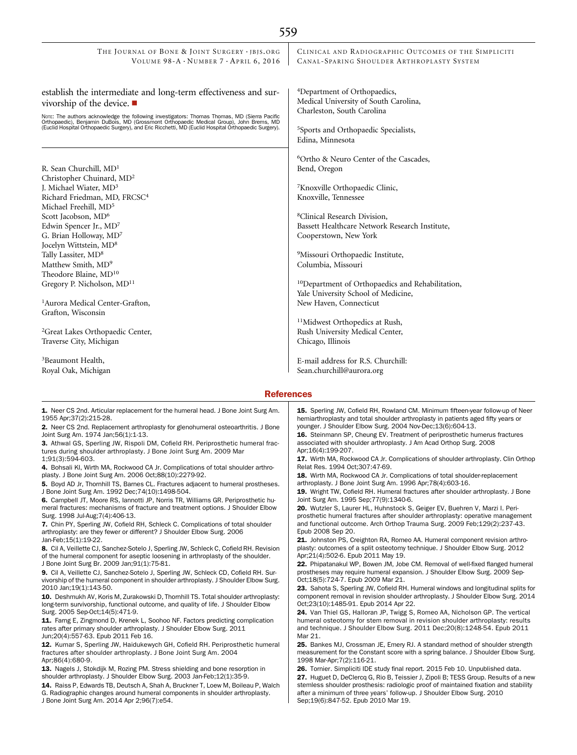establish the intermediate and long-term effectiveness and survivorship of the device. ■

Note: The authors acknowledge the following investigators: Thomas Thomas, MD (Sierra Pacific Orthopaedic), Benjamin DuBois, MD (Grossmont Orthopaedic Medical Group), John Brems, MD (Euclid Hospital Orthopaedic Surgery), and Eric Ricchetti, MD (Euclid Hospital Orthopaedic Surgery).

R. Sean Churchill, MD[1]
Christopher Chuinard, MD[2]
J. Michael Wiater, MD[3]
Richard Friedman, MD, FRCSC[4]
Michael Freehill, MD[5]
Scott Jacobson, MD[6]
Edwin Spencer Jr., MD[7]
G. Brian Holloway, MD[7]
Jocelyn Wittstein, MD[8]
Tally Lassiter, MD[8]
Matthew Smith, MD[9]
Theodore Blaine, MD[10]
Gregory P. Nicholson, MD[11]

[1]Aurora Medical Center-Grafton, Grafton, Wisconsin

[2]Great Lakes Orthopaedic Center, Traverse City, Michigan

[3]Beaumont Health, Royal Oak, Michigan

[4]Department of Orthopaedics, Medical University of South Carolina, Charleston, South Carolina

[5]Sports and Orthopaedic Specialists, Edina, Minnesota

[6]Ortho & Neuro Center of the Cascades, Bend, Oregon

[7]Knoxville Orthopaedic Clinic, Knoxville, Tennessee

[8]Clinical Research Division, Bassett Healthcare Network Research Institute, Cooperstown, New York

[9]Missouri Orthopaedic Institute, Columbia, Missouri

[10]Department of Orthopaedics and Rehabilitation, Yale University School of Medicine, New Haven, Connecticut

[11]Midwest Orthopedics at Rush, Rush University Medical Center, Chicago, Illinois

E-mail address for R.S. Churchill: Sean.churchill@aurora.org

## References

1. Neer CS 2nd. Articular replacement for the humeral head. J Bone Joint Surg Am. 1955 Apr;37(2):215-28.
2. Neer CS 2nd. Replacement arthroplasty for glenohumeral osteoarthritis. J Bone Joint Surg Am. 1974 Jan;56(1):1-13.
3. Athwal GS, Sperling JW, Rispoli DM, Cofield RH. Periprosthetic humeral fractures during shoulder arthroplasty. J Bone Joint Surg Am. 2009 Mar 1;91(3):594-603.
4. Bohsali KI, Wirth MA, Rockwood CA Jr. Complications of total shoulder arthroplasty. J Bone Joint Surg Am. 2006 Oct;88(10):2279-92.
5. Boyd AD Jr, Thornhill TS, Barnes CL. Fractures adjacent to humeral prostheses. J Bone Joint Surg Am. 1992 Dec;74(10):1498-504.
6. Campbell JT, Moore RS, Iannotti JP, Norris TR, Williams GR. Periprosthetic humeral fractures: mechanisms of fracture and treatment options. J Shoulder Elbow Surg. 1998 Jul-Aug;7(4):406-13.
7. Chin PY, Sperling JW, Cofield RH, Schleck C. Complications of total shoulder arthroplasty: are they fewer or different? J Shoulder Elbow Surg. 2006 Jan-Feb;15(1):19-22.
8. Cil A, Veillette CJ, Sanchez-Sotelo J, Sperling JW, Schleck C, Cofield RH. Revision of the humeral component for aseptic loosening in arthroplasty of the shoulder. J Bone Joint Surg Br. 2009 Jan;91(1):75-81.
9. Cil A, Veillette CJ, Sanchez-Sotelo J, Sperling JW, Schleck CD, Cofield RH. Survivorship of the humeral component in shoulder arthroplasty. J Shoulder Elbow Surg. 2010 Jan;19(1):143-50.
10. Deshmukh AV, Koris M, Zurakowski D, Thornhill TS. Total shoulder arthroplasty: long-term survivorship, functional outcome, and quality of life. J Shoulder Elbow Surg. 2005 Sep-Oct;14(5):471-9.
11. Farng E, Zingmond D, Krenek L, Soohoo NF. Factors predicting complication rates after primary shoulder arthroplasty. J Shoulder Elbow Surg. 2011 Jun;20(4):557-63. Epub 2011 Feb 16.
12. Kumar S, Sperling JW, Haidukewych GH, Cofield RH. Periprosthetic humeral fractures after shoulder arthroplasty. J Bone Joint Surg Am. 2004 Apr;86(4):680-9.
13. Nagels J, Stokdijk M, Rozing PM. Stress shielding and bone resorption in shoulder arthroplasty. J Shoulder Elbow Surg. 2003 Jan-Feb;12(1):35-9.
14. Raiss P, Edwards TB, Deutsch A, Shah A, Bruckner T, Loew M, Boileau P, Walch G. Radiographic changes around humeral components in shoulder arthroplasty. J Bone Joint Surg Am. 2014 Apr 2;96(7):e54.
15. Sperling JW, Cofield RH, Rowland CM. Minimum fifteen-year follow-up of Neer hemiarthroplasty and total shoulder arthroplasty in patients aged fifty years or younger. J Shoulder Elbow Surg. 2004 Nov-Dec;13(6):604-13.
16. Steinmann SP, Cheung EV. Treatment of periprosthetic humerus fractures associated with shoulder arthroplasty. J Am Acad Orthop Surg. 2008 Apr;16(4):199-207.
17. Wirth MA, Rockwood CA Jr. Complications of shoulder arthroplasty. Clin Orthop Relat Res. 1994 Oct;307:47-69.
18. Wirth MA, Rockwood CA Jr. Complications of total shoulder-replacement arthroplasty. J Bone Joint Surg Am. 1996 Apr;78(4):603-16.
19. Wright TW, Cofield RH. Humeral fractures after shoulder arthroplasty. J Bone Joint Surg Am. 1995 Sep;77(9):1340-6.
20. Wutzler S, Laurer HL, Huhnstock S, Geiger EV, Buehren V, Marzi I. Periprosthetic humeral fractures after shoulder arthroplasty: operative management and functional outcome. Arch Orthop Trauma Surg. 2009 Feb;129(2):237-43. Epub 2008 Sep 20.
21. Johnston PS, Creighton RA, Romeo AA. Humeral component revision arthroplasty: outcomes of a split osteotomy technique. J Shoulder Elbow Surg. 2012 Apr;21(4):502-6. Epub 2011 May 19.
22. Phipatanakul WP, Bowen JM, Jobe CM. Removal of well-fixed flanged humeral prostheses may require humeral expansion. J Shoulder Elbow Surg. 2009 Sep-Oct;18(5):724-7. Epub 2009 Mar 21.
23. Sahota S, Sperling JW, Cofield RH. Humeral windows and longitudinal splits for component removal in revision shoulder arthroplasty. J Shoulder Elbow Surg. 2014 Oct;23(10):1485-91. Epub 2014 Apr 22.
24. Van Thiel GS, Halloran JP, Twigg S, Romeo AA, Nicholson GP. The vertical humeral osteotomy for stem removal in revision shoulder arthroplasty: results and technique. J Shoulder Elbow Surg. 2011 Dec;20(8):1248-54. Epub 2011 Mar 21.
25. Bankes MJ, Crossman JE, Emery RJ. A standard method of shoulder strength measurement for the Constant score with a spring balance. J Shoulder Elbow Surg. 1998 Mar-Apr;7(2):116-21.
26. Tornier. Simpliciti IDE study final report. 2015 Feb 10. Unpublished data.
27. Huguet D, DeClercq G, Rio B, Teissier J, Zipoli B; TESS Group. Results of a new stemless shoulder prosthesis: radiologic proof of maintained fixation and stability after a minimum of three years' follow-up. J Shoulder Elbow Surg. 2010 Sep;19(6):847-52. Epub 2010 Mar 19.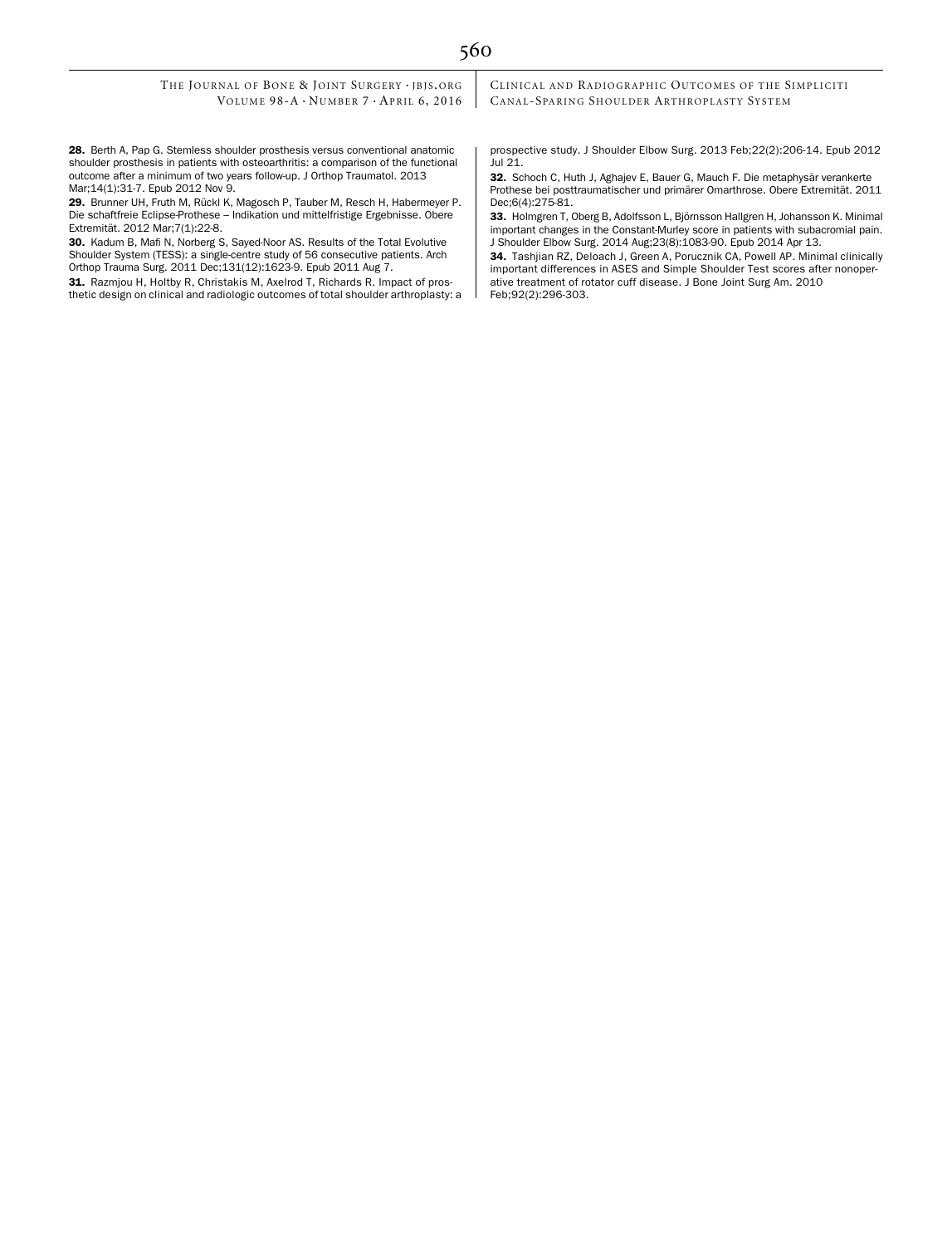**28.** Berth A, Pap G. Stemless shoulder prosthesis versus conventional anatomic shoulder prosthesis in patients with osteoarthritis: a comparison of the functional outcome after a minimum of two years follow-up. J Orthop Traumatol. 2013 Mar;14(1):31-7. Epub 2012 Nov 9.

**29.** Brunner UH, Fruth M, Rückl K, Magosch P, Tauber M, Resch H, Habermeyer P. Die schaftfreie Eclipse-Prothese – Indikation und mittelfristige Ergebnisse. Obere Extremität. 2012 Mar;7(1):22-8.

**30.** Kadum B, Mafi N, Norberg S, Sayed-Noor AS. Results of the Total Evolutive Shoulder System (TESS): a single-centre study of 56 consecutive patients. Arch Orthop Trauma Surg. 2011 Dec;131(12):1623-9. Epub 2011 Aug 7.

**31.** Razmjou H, Holtby R, Christakis M, Axelrod T, Richards R. Impact of prosthetic design on clinical and radiologic outcomes of total shoulder arthroplasty: a prospective study. J Shoulder Elbow Surg. 2013 Feb;22(2):206-14. Epub 2012 Jul 21.

**32.** Schoch C, Huth J, Aghajev E, Bauer G, Mauch F. Die metaphysär verankerte Prothese bei posttraumatischer und primärer Omarthrose. Obere Extremität. 2011 Dec;6(4):275-81.

**33.** Holmgren T, Oberg B, Adolfsson L, Björnsson Hallgren H, Johansson K. Minimal important changes in the Constant-Murley score in patients with subacromial pain. J Shoulder Elbow Surg. 2014 Aug;23(8):1083-90. Epub 2014 Apr 13.

**34.** Tashjian RZ, Deloach J, Green A, Porucznik CA, Powell AP. Minimal clinically important differences in ASES and Simple Shoulder Test scores after nonoperative treatment of rotator cuff disease. J Bone Joint Surg Am. 2010 Feb;92(2):296-303.